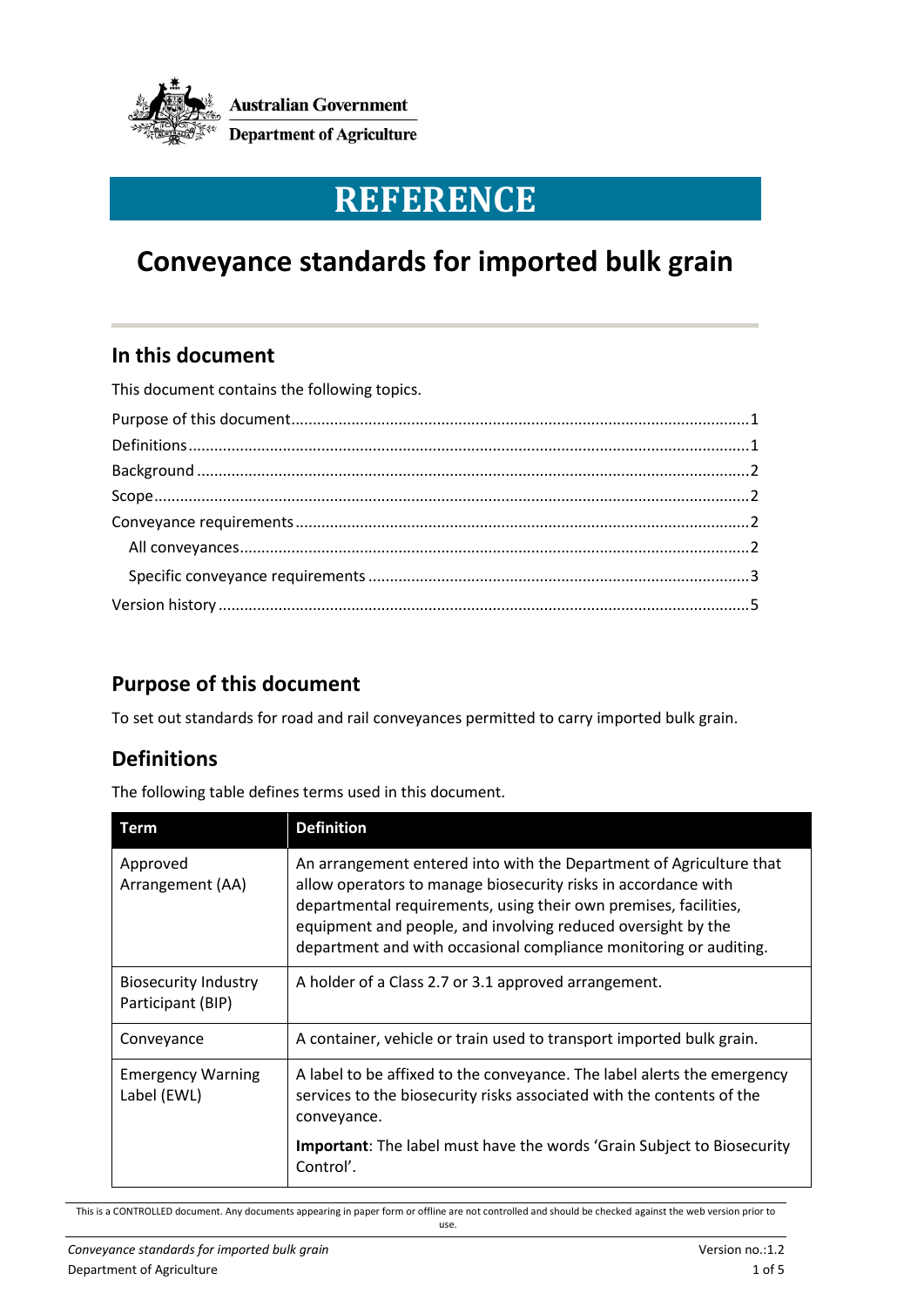Australian Government

Department of Agriculture

# REFERENCE

# Conveyance standards for imported bulk grain

## In this document

This document contains the following topics.

- Purpose of this document ........ 1
- Definitions ........ 1
- Background ........ 2
- Scope ........ 2
- Conveyance requirements ........ 2
  - All conveyances ........ 2
  - Specific conveyance requirements ........ 3
- Version history ........ 5

## Purpose of this document

To set out standards for road and rail conveyances permitted to carry imported bulk grain.

## Definitions

The following table defines terms used in this document.

| Term | Definition |
|---|---|
| Approved Arrangement (AA) | An arrangement entered into with the Department of Agriculture that allow operators to manage biosecurity risks in accordance with departmental requirements, using their own premises, facilities, equipment and people, and involving reduced oversight by the department and with occasional compliance monitoring or auditing. |
| Biosecurity Industry Participant (BIP) | A holder of a Class 2.7 or 3.1 approved arrangement. |
| Conveyance | A container, vehicle or train used to transport imported bulk grain. |
| Emergency Warning Label (EWL) | A label to be affixed to the conveyance. The label alerts the emergency services to the biosecurity risks associated with the contents of the conveyance.<br><br>**Important**: The label must have the words 'Grain Subject to Biosecurity Control'. |

This is a CONTROLLED document. Any documents appearing in paper form or offline are not controlled and should be checked against the web version prior to use.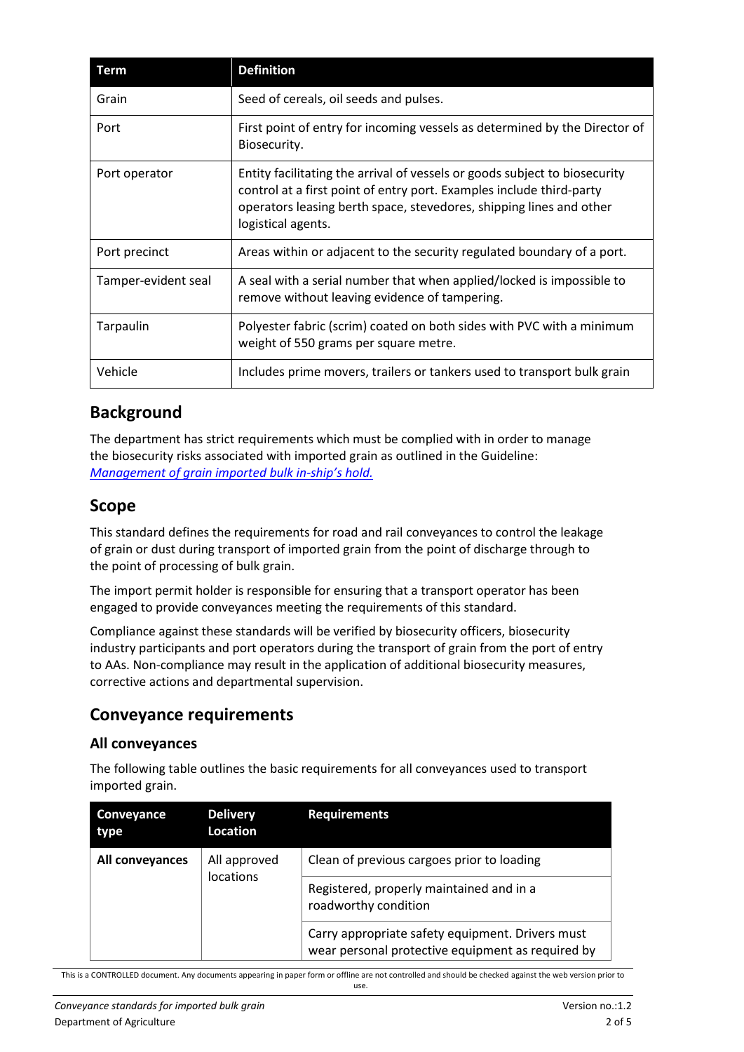| Term | Definition |
| --- | --- |
| Grain | Seed of cereals, oil seeds and pulses. |
| Port | First point of entry for incoming vessels as determined by the Director of Biosecurity. |
| Port operator | Entity facilitating the arrival of vessels or goods subject to biosecurity control at a first point of entry port. Examples include third-party operators leasing berth space, stevedores, shipping lines and other logistical agents. |
| Port precinct | Areas within or adjacent to the security regulated boundary of a port. |
| Tamper-evident seal | A seal with a serial number that when applied/locked is impossible to remove without leaving evidence of tampering. |
| Tarpaulin | Polyester fabric (scrim) coated on both sides with PVC with a minimum weight of 550 grams per square metre. |
| Vehicle | Includes prime movers, trailers or tankers used to transport bulk grain |

## Background

The department has strict requirements which must be complied with in order to manage the biosecurity risks associated with imported grain as outlined in the Guideline: *Management of grain imported bulk in-ship's hold.*

## Scope

This standard defines the requirements for road and rail conveyances to control the leakage of grain or dust during transport of imported grain from the point of discharge through to the point of processing of bulk grain.

The import permit holder is responsible for ensuring that a transport operator has been engaged to provide conveyances meeting the requirements of this standard.

Compliance against these standards will be verified by biosecurity officers, biosecurity industry participants and port operators during the transport of grain from the port of entry to AAs. Non-compliance may result in the application of additional biosecurity measures, corrective actions and departmental supervision.

## Conveyance requirements

### All conveyances

The following table outlines the basic requirements for all conveyances used to transport imported grain.

| Conveyance type | Delivery Location | Requirements |
| --- | --- | --- |
| **All conveyances** | All approved locations | Clean of previous cargoes prior to loading |
| | | Registered, properly maintained and in a roadworthy condition |
| | | Carry appropriate safety equipment. Drivers must wear personal protective equipment as required by |

This is a CONTROLLED document. Any documents appearing in paper form or offline are not controlled and should be checked against the web version prior to use.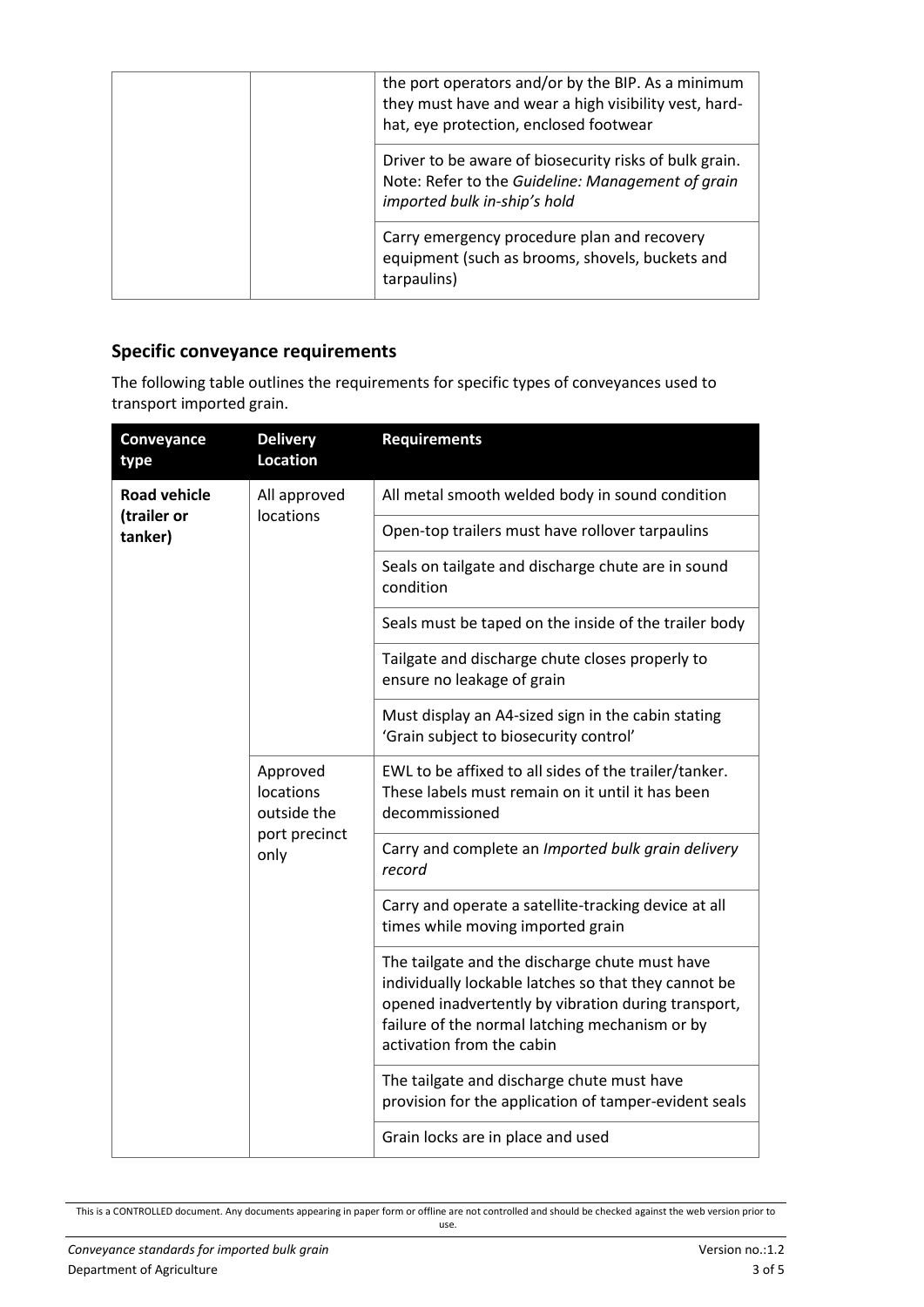| | | |
|---|---|---|
| | | the port operators and/or by the BIP. As a minimum they must have and wear a high visibility vest, hard-hat, eye protection, enclosed footwear |
| | | Driver to be aware of biosecurity risks of bulk grain. Note: Refer to the *Guideline: Management of grain imported bulk in-ship's hold* |
| | | Carry emergency procedure plan and recovery equipment (such as brooms, shovels, buckets and tarpaulins) |

## Specific conveyance requirements

The following table outlines the requirements for specific types of conveyances used to transport imported grain.

| Conveyance type | Delivery Location | Requirements |
|---|---|---|
| **Road vehicle (trailer or tanker)** | All approved locations | All metal smooth welded body in sound condition |
| | | Open-top trailers must have rollover tarpaulins |
| | | Seals on tailgate and discharge chute are in sound condition |
| | | Seals must be taped on the inside of the trailer body |
| | | Tailgate and discharge chute closes properly to ensure no leakage of grain |
| | | Must display an A4-sized sign in the cabin stating 'Grain subject to biosecurity control' |
| | Approved locations outside the port precinct only | EWL to be affixed to all sides of the trailer/tanker. These labels must remain on it until it has been decommissioned |
| | | Carry and complete an *Imported bulk grain delivery record* |
| | | Carry and operate a satellite-tracking device at all times while moving imported grain |
| | | The tailgate and the discharge chute must have individually lockable latches so that they cannot be opened inadvertently by vibration during transport, failure of the normal latching mechanism or by activation from the cabin |
| | | The tailgate and discharge chute must have provision for the application of tamper-evident seals |
| | | Grain locks are in place and used |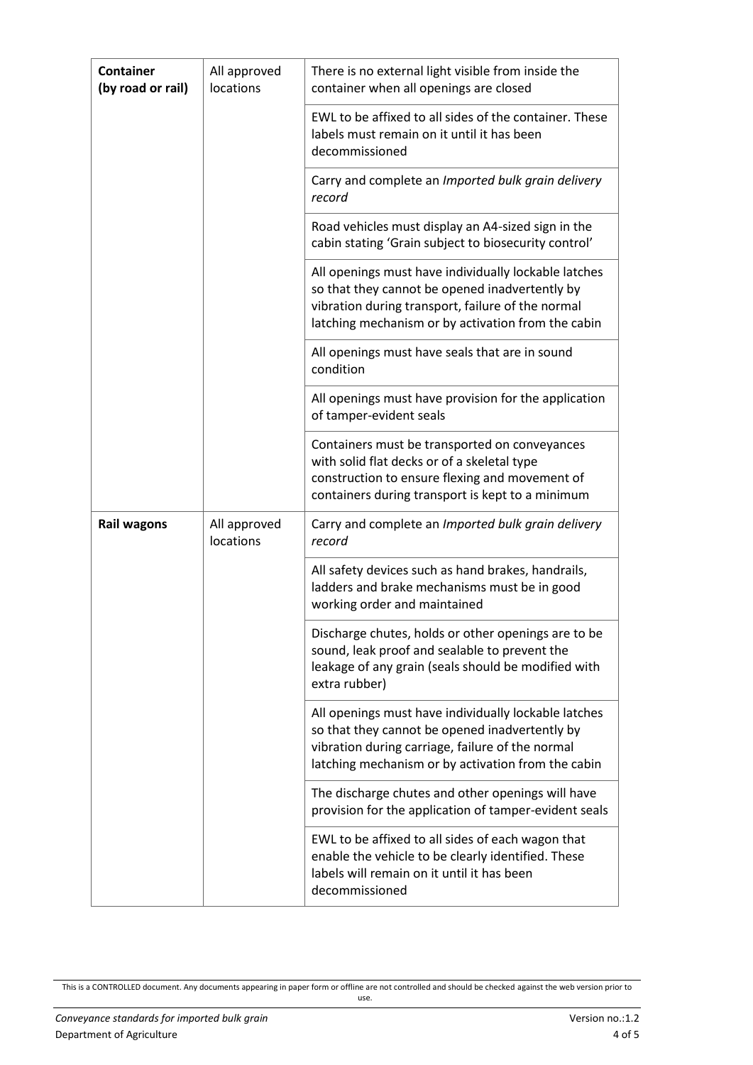| **Container (by road or rail)** | All approved locations | There is no external light visible from inside the container when all openings are closed |
|---|---|---|
| | | EWL to be affixed to all sides of the container. These labels must remain on it until it has been decommissioned |
| | | Carry and complete an *Imported bulk grain delivery record* |
| | | Road vehicles must display an A4-sized sign in the cabin stating 'Grain subject to biosecurity control' |
| | | All openings must have individually lockable latches so that they cannot be opened inadvertently by vibration during transport, failure of the normal latching mechanism or by activation from the cabin |
| | | All openings must have seals that are in sound condition |
| | | All openings must have provision for the application of tamper-evident seals |
| | | Containers must be transported on conveyances with solid flat decks or of a skeletal type construction to ensure flexing and movement of containers during transport is kept to a minimum |
| **Rail wagons** | All approved locations | Carry and complete an *Imported bulk grain delivery record* |
| | | All safety devices such as hand brakes, handrails, ladders and brake mechanisms must be in good working order and maintained |
| | | Discharge chutes, holds or other openings are to be sound, leak proof and sealable to prevent the leakage of any grain (seals should be modified with extra rubber) |
| | | All openings must have individually lockable latches so that they cannot be opened inadvertently by vibration during carriage, failure of the normal latching mechanism or by activation from the cabin |
| | | The discharge chutes and other openings will have provision for the application of tamper-evident seals |
| | | EWL to be affixed to all sides of each wagon that enable the vehicle to be clearly identified. These labels will remain on it until it has been decommissioned |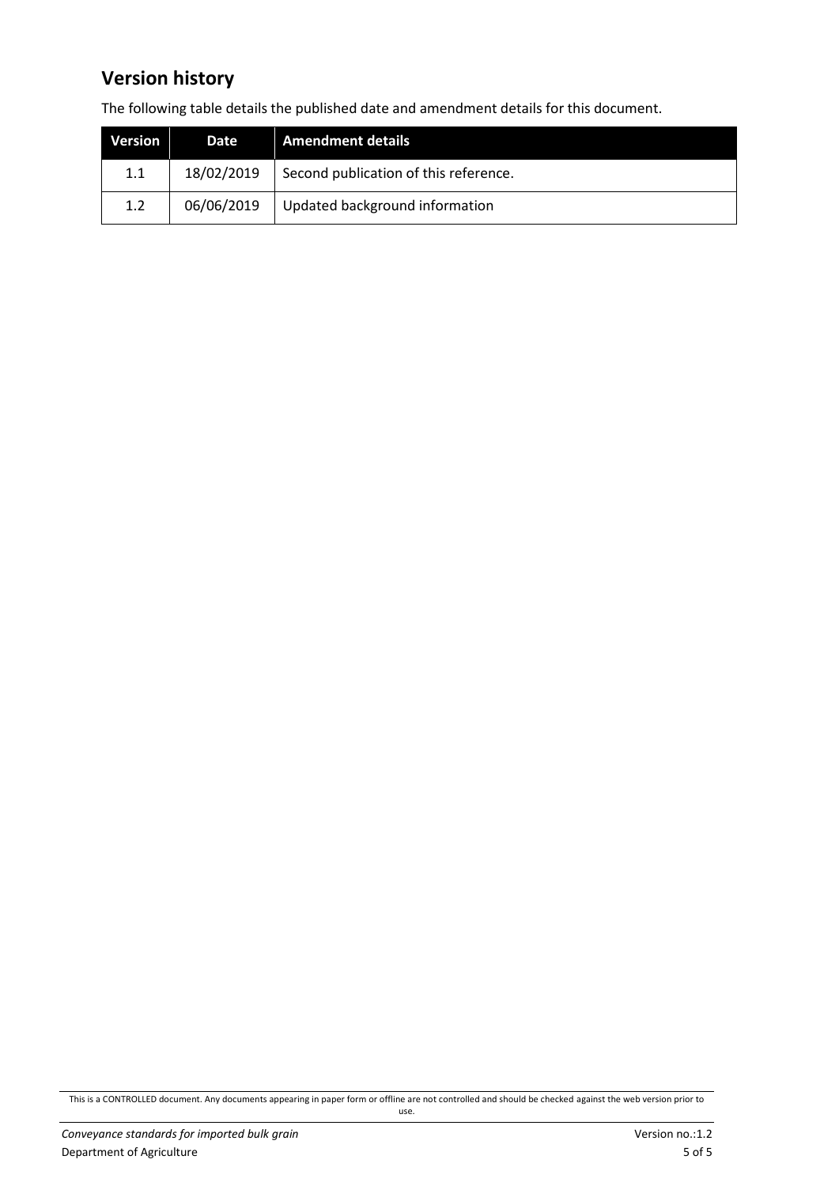## Version history

The following table details the published date and amendment details for this document.

| Version | Date | Amendment details |
| --- | --- | --- |
| 1.1 | 18/02/2019 | Second publication of this reference. |
| 1.2 | 06/06/2019 | Updated background information |